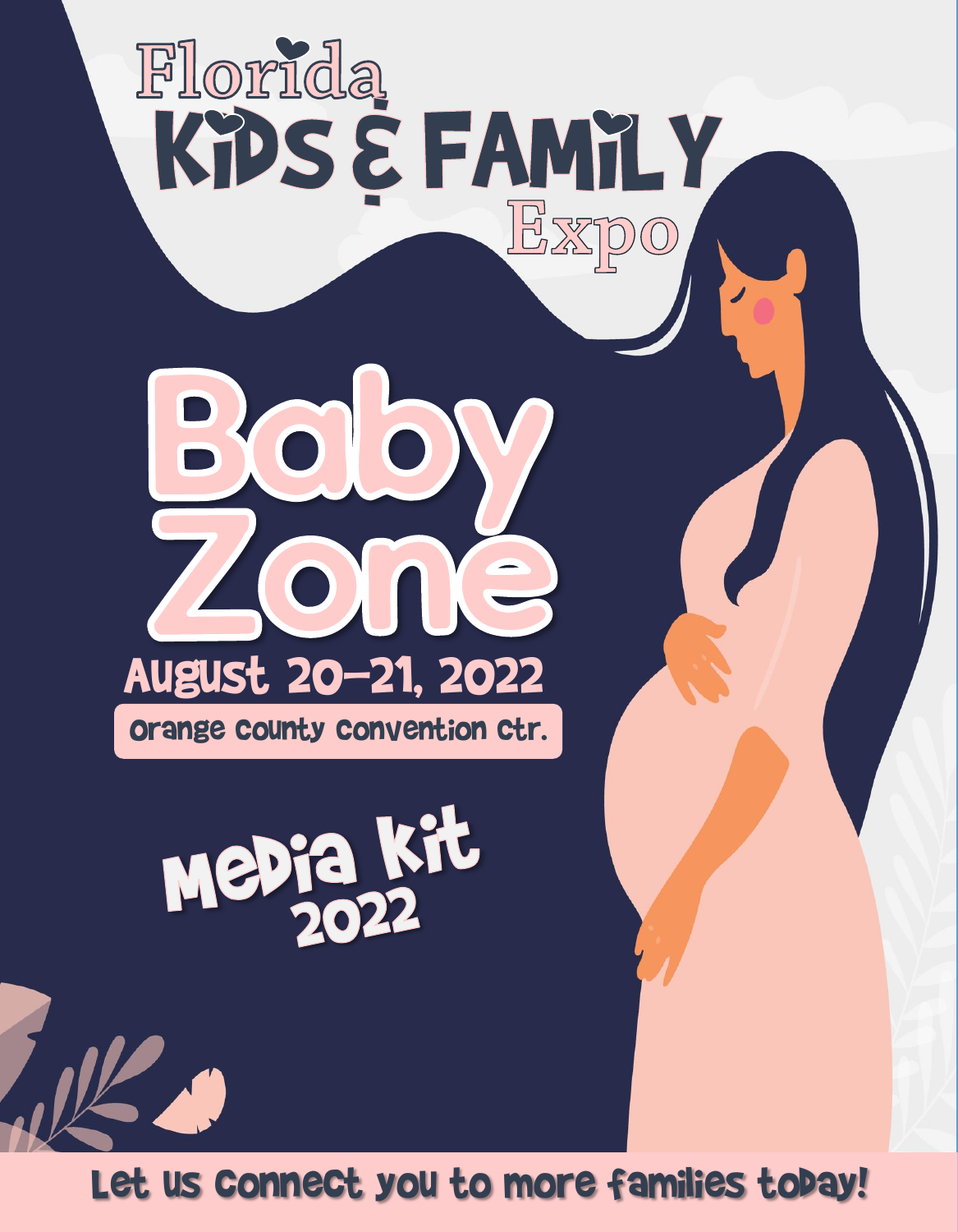# Florida Kids & Family Expo

# Baby Zone

## August 20-21, 2022

**Orange County Convention Ctr.**

## Media Kit 2022

Let us connect you to more families today!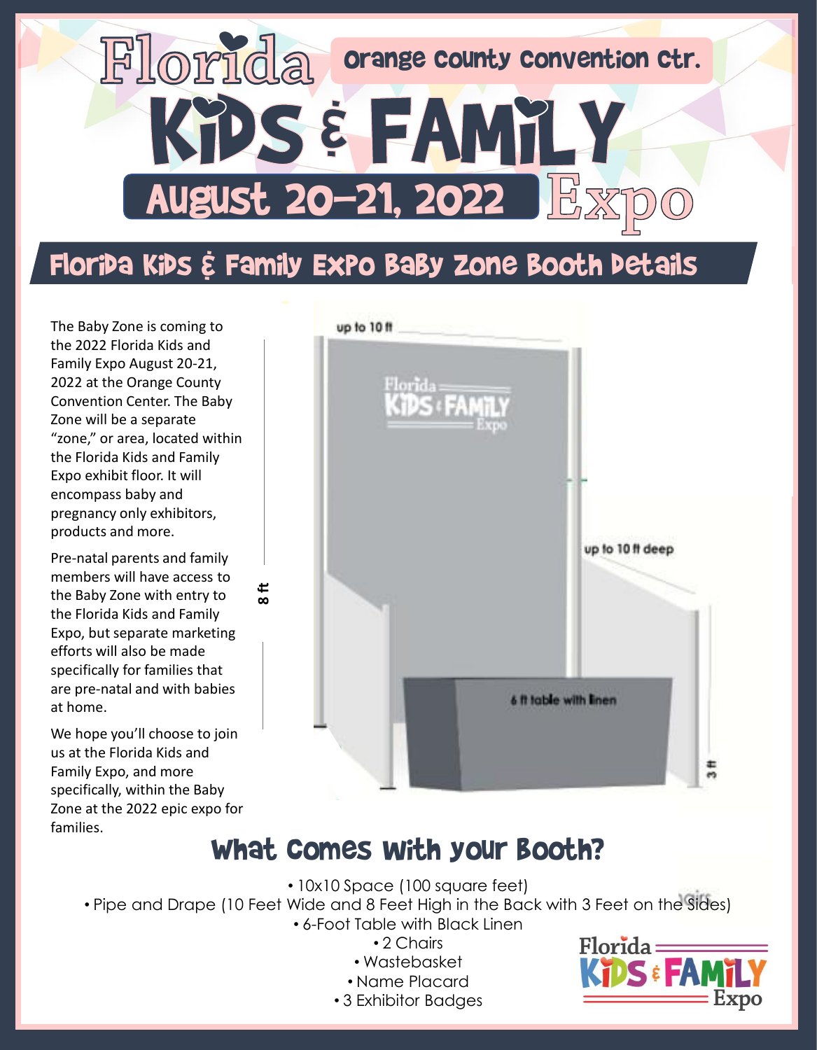# Florida Kids & Family Expo

Orange County Convention Ctr.

August 20–21, 2022

## Florida Kids & Family Expo Baby Zone Booth Details

The Baby Zone is coming to the 2022 Florida Kids and Family Expo August 20-21, 2022 at the Orange County Convention Center. The Baby Zone will be a separate "zone," or area, located within the Florida Kids and Family Expo exhibit floor. It will encompass baby and pregnancy only exhibitors, products and more.

Pre-natal parents and family members will have access to the Baby Zone with entry to the Florida Kids and Family Expo, but separate marketing efforts will also be made specifically for families that are pre-natal and with babies at home.

We hope you'll choose to join us at the Florida Kids and Family Expo, and more specifically, within the Baby Zone at the 2022 epic expo for families.

up to 10 ft

8 ft

up to 10 ft deep

6 ft table with linen

3 ft

## What Comes with your Booth?

- 10x10 Space (100 square feet)
- Pipe and Drape (10 Feet Wide and 8 Feet High in the Back with 3 Feet on the Sides)
- 6-Foot Table with Black Linen
- 2 Chairs
- Wastebasket
- Name Placard
- 3 Exhibitor Badges

Florida Kids & Family Expo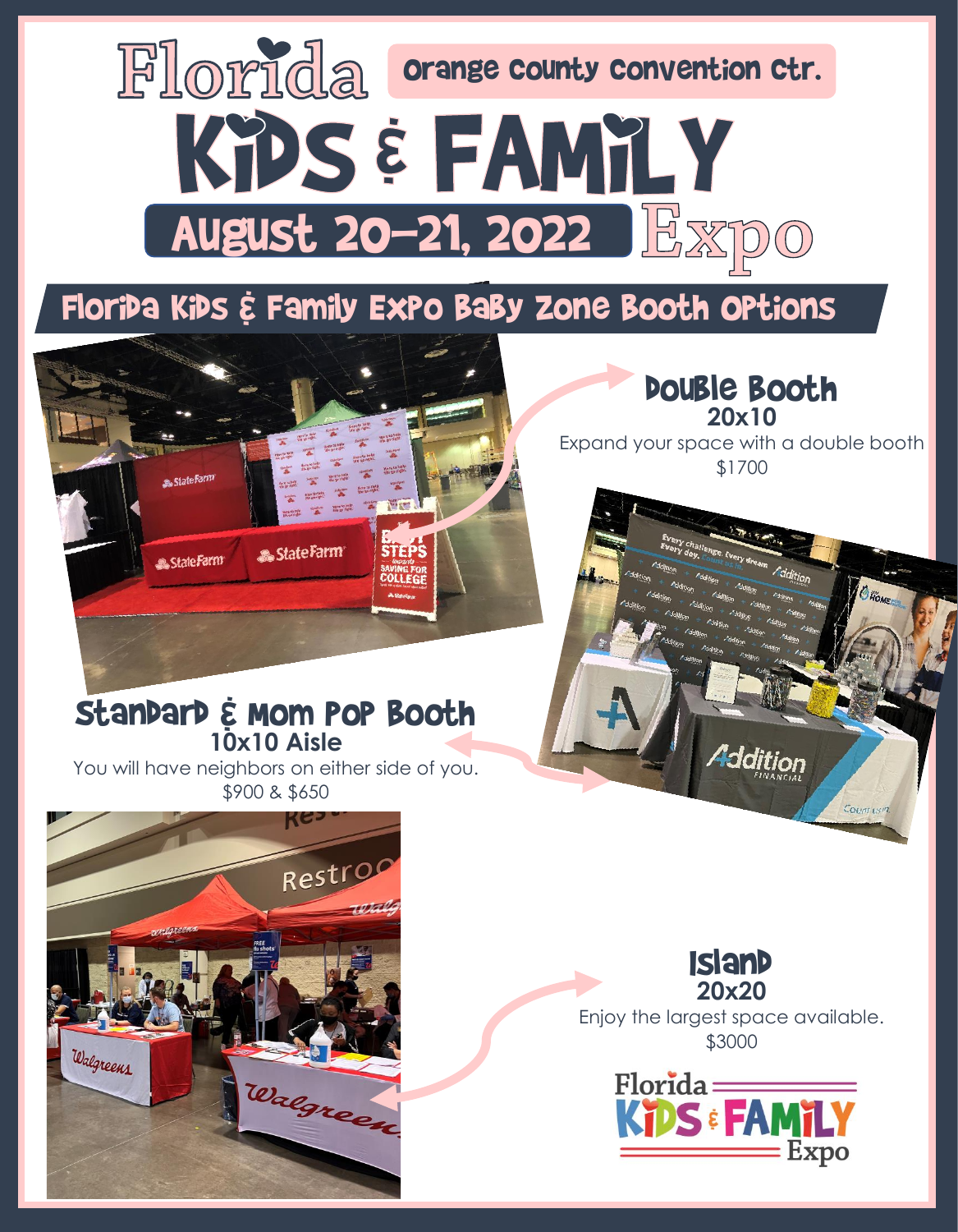# Florida KIDS & FAMILY Expo

Orange County Convention Ctr.

August 20-21, 2022

## Florida Kids & Family Expo Baby Zone Booth Options

### Double Booth

**20x10**

Expand your space with a double booth

$1700

### Standard & Mom Pop Booth

**10x10 Aisle**

You will have neighbors on either side of you.

$900 & $650

### Island

**20x20**

Enjoy the largest space available.

$3000

Florida KIDS & FAMILY Expo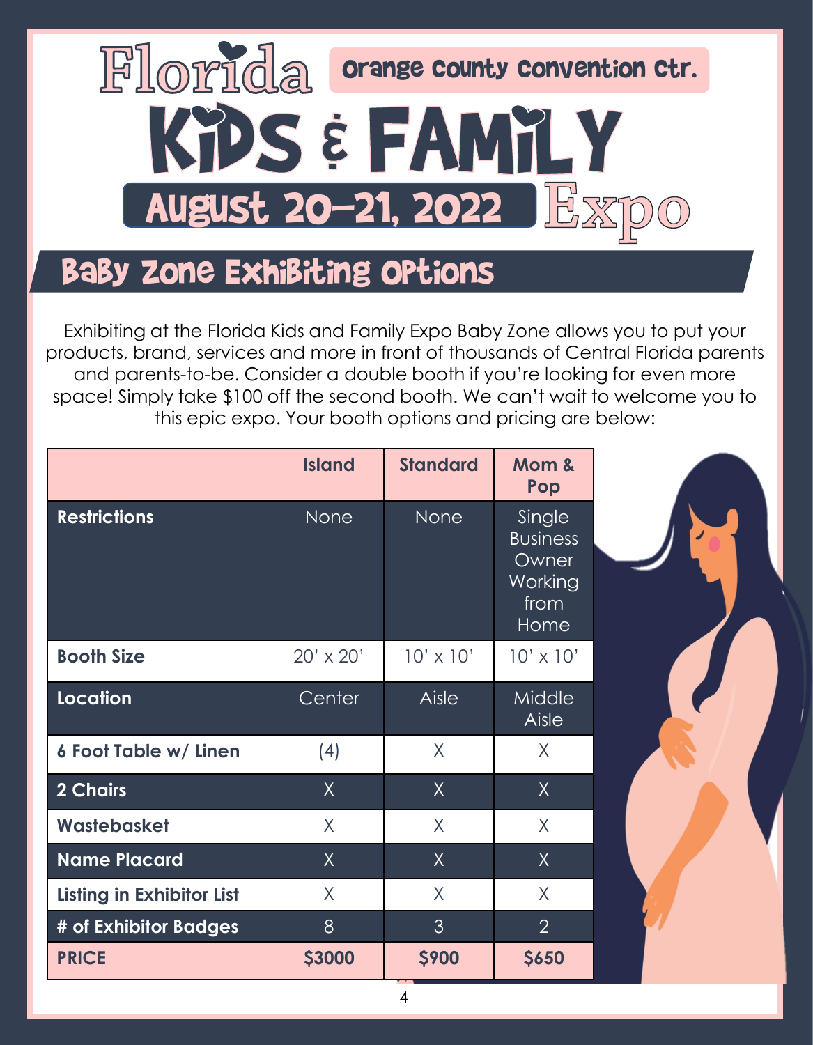# Florida Kids & Family Expo

**Orange County Convention Ctr.**

**August 20-21, 2022**

## Baby Zone Exhibiting Options

Exhibiting at the Florida Kids and Family Expo Baby Zone allows you to put your products, brand, services and more in front of thousands of Central Florida parents and parents-to-be. Consider a double booth if you're looking for even more space! Simply take $100 off the second booth. We can't wait to welcome you to this epic expo. Your booth options and pricing are below:

| | Island | Standard | Mom & Pop |
|---|---|---|---|
| **Restrictions** | None | None | Single Business Owner Working from Home |
| **Booth Size** | 20' x 20' | 10' x 10' | 10' x 10' |
| **Location** | Center | Aisle | Middle Aisle |
| **6 Foot Table w/ Linen** | (4) | X | X |
| **2 Chairs** | X | X | X |
| **Wastebasket** | X | X | X |
| **Name Placard** | X | X | X |
| **Listing in Exhibitor List** | X | X | X |
| **# of Exhibitor Badges** | 8 | 3 | 2 |
| **PRICE** | **$3000** | **$900** | **$650** |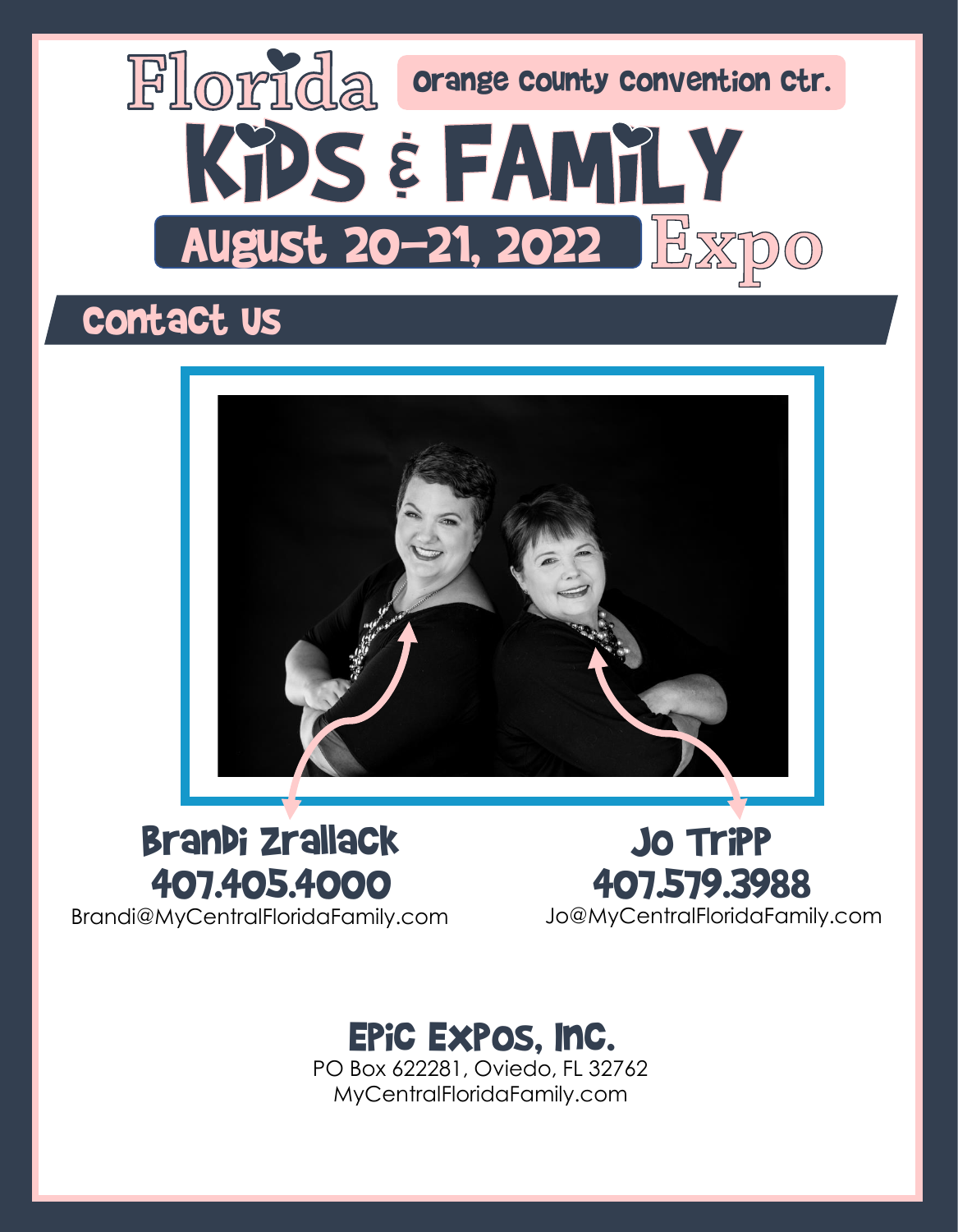# Florida Kids & Family Expo

Orange County Convention Ctr.

August 20-21, 2022

## Contact Us

**Brandi Zrallack**
**407.405.4000**
Brandi@MyCentralFloridaFamily.com

**Jo Tripp**
**407.579.3988**
Jo@MyCentralFloridaFamily.com

### Epic Expos, Inc.

PO Box 622281, Oviedo, FL 32762
MyCentralFloridaFamily.com